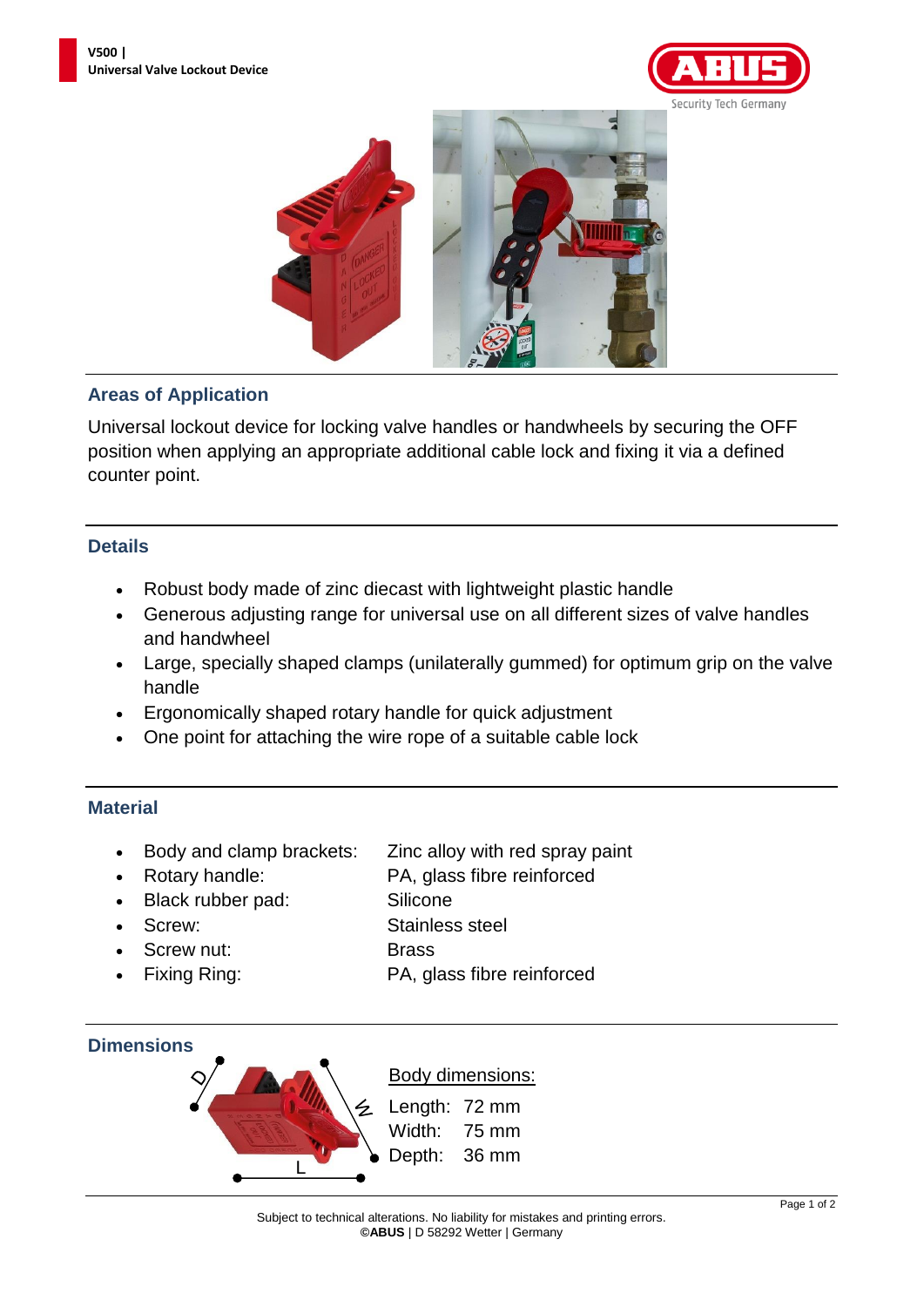**V500 | Universal Valve Lockout Device**

## Areas of Application

Universal lockout device for locking valve handles or handwheels by securing the OFF position when applying an appropriate additional cable lock and fixing it via a defined counter point.

## Details

- Robust body made of zinc diecast with lightweight plastic handle
- Generous adjusting range for universal use on all different sizes of valve handles and handwheel
- Large, specially shaped clamps (unilaterally gummed) for optimum grip on the valve handle
- Ergonomically shaped rotary handle for quick adjustment
- One point for attaching the wire rope of a suitable cable lock

## Material

- Body and clamp brackets: Zinc alloy with red spray paint
- Rotary handle: PA, glass fibre reinforced
- Black rubber pad: Silicone
- Screw: Stainless steel
- Screw nut: Brass
- Fixing Ring: PA, glass fibre reinforced

## Dimensions

Body dimensions:

Length: 72 mm
Width: 75 mm
Depth: 36 mm

Subject to technical alterations. No liability for mistakes and printing errors.
**©ABUS** | D 58292 Wetter | Germany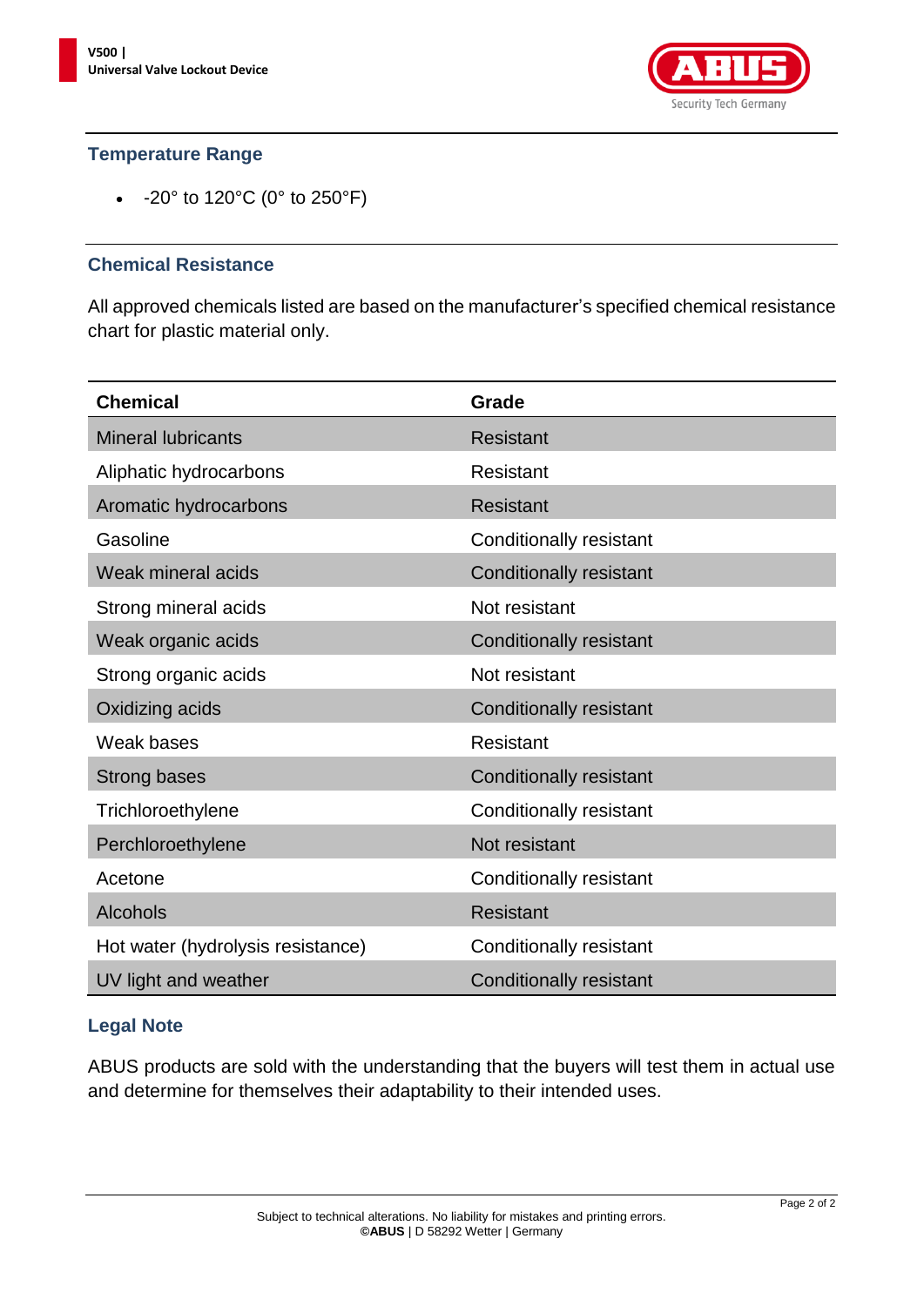## Temperature Range

- -20° to 120°C (0° to 250°F)

## Chemical Resistance

All approved chemicals listed are based on the manufacturer's specified chemical resistance chart for plastic material only.

| Chemical | Grade |
|---|---|
| Mineral lubricants | Resistant |
| Aliphatic hydrocarbons | Resistant |
| Aromatic hydrocarbons | Resistant |
| Gasoline | Conditionally resistant |
| Weak mineral acids | Conditionally resistant |
| Strong mineral acids | Not resistant |
| Weak organic acids | Conditionally resistant |
| Strong organic acids | Not resistant |
| Oxidizing acids | Conditionally resistant |
| Weak bases | Resistant |
| Strong bases | Conditionally resistant |
| Trichloroethylene | Conditionally resistant |
| Perchloroethylene | Not resistant |
| Acetone | Conditionally resistant |
| Alcohols | Resistant |
| Hot water (hydrolysis resistance) | Conditionally resistant |
| UV light and weather | Conditionally resistant |

## Legal Note

ABUS products are sold with the understanding that the buyers will test them in actual use and determine for themselves their adaptability to their intended uses.

Subject to technical alterations. No liability for mistakes and printing errors.
**©ABUS** | D 58292 Wetter | Germany